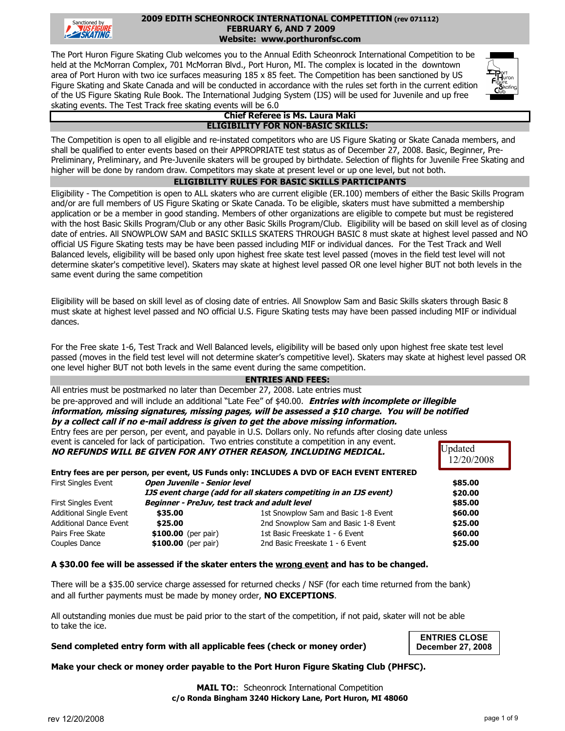# 2009 EDITH SCHEONROCK INTERNATIONAL COMPETITION (rev 071112)
## FEBRUARY 6, AND 7 2009
### Website: www.porthuronfsc.com

Sanctioned by US Figure Skating

The Port Huron Figure Skating Club welcomes you to the Annual Edith Scheonrock International Competition to be held at the McMorran Complex, 701 McMorran Blvd., Port Huron, MI. The complex is located in the downtown area of Port Huron with two ice surfaces measuring 185 x 85 feet. The Competition has been sanctioned by US Figure Skating and Skate Canada and will be conducted in accordance with the rules set forth in the current edition of the US Figure Skating Rule Book. The International Judging System (IJS) will be used for Juvenile and up free skating events. The Test Track free skating events will be 6.0

**Chief Referee is Ms. Laura Maki**

## ELIGIBILITY FOR NON-BASIC SKILLS:

The Competition is open to all eligible and re-instated competitors who are US Figure Skating or Skate Canada members, and shall be qualified to enter events based on their APPROPRIATE test status as of December 27, 2008. Basic, Beginner, Pre-Preliminary, Preliminary, and Pre-Juvenile skaters will be grouped by birthdate. Selection of flights for Juvenile Free Skating and higher will be done by random draw. Competitors may skate at present level or up one level, but not both.

## ELIGIBILITY RULES FOR BASIC SKILLS PARTICIPANTS

Eligibility - The Competition is open to ALL skaters who are current eligible (ER.100) members of either the Basic Skills Program and/or are full members of US Figure Skating or Skate Canada. To be eligible, skaters must have submitted a membership application or be a member in good standing. Members of other organizations are eligible to compete but must be registered with the host Basic Skills Program/Club or any other Basic Skills Program/Club. Eligibility will be based on skill level as of closing date of entries. All SNOWPLOW SAM and BASIC SKILLS SKATERS THROUGH BASIC 8 must skate at highest level passed and NO official US Figure Skating tests may be have been passed including MIF or individual dances. For the Test Track and Well Balanced levels, eligibility will be based only upon highest free skate test level passed (moves in the field test level will not determine skater's competitive level). Skaters may skate at highest level passed OR one level higher BUT not both levels in the same event during the same competition

Eligibility will be based on skill level as of closing date of entries. All Snowplow Sam and Basic Skills skaters through Basic 8 must skate at highest level passed and NO official U.S. Figure Skating tests may have been passed including MIF or individual dances.

For the Free skate 1-6, Test Track and Well Balanced levels, eligibility will be based only upon highest free skate test level passed (moves in the field test level will not determine skater's competitive level). Skaters may skate at highest level passed OR one level higher BUT not both levels in the same event during the same competition.

## ENTRIES AND FEES:

All entries must be postmarked no later than December 27, 2008. Late entries must be pre-approved and will include an additional "Late Fee" of $40.00. ***Entries with incomplete or illegible information, missing signatures, missing pages, will be assessed a $10 charge. You will be notified by a collect call if no e-mail address is given to get the above missing information.***

Entry fees are per person, per event, and payable in U.S. Dollars only. No refunds after closing date unless event is canceled for lack of participation. Two entries constitute a competition in any event.

***NO REFUNDS WILL BE GIVEN FOR ANY OTHER REASON, INCLUDING MEDICAL.***

Updated 12/20/2008

**Entry fees are per person, per event, US Funds only: INCLUDES A DVD OF EACH EVENT ENTERED**

| | | | |
|---|---|---|---|
| First Singles Event | ***Open Juvenile - Senior level*** | | **$85.00** |
| | ***IJS event charge (add for all skaters competing in an IJS event)*** | | **$20.00** |
| First Singles Event | ***Beginner - PreJuv, test track and adult level*** | | **$85.00** |
| Additional Single Event | **$35.00** | 1st Snowplow Sam and Basic 1-8 Event | **$60.00** |
| Additional Dance Event | **$25.00** | 2nd Snowplow Sam and Basic 1-8 Event | **$25.00** |
| Pairs Free Skate | **$100.00** (per pair) | 1st Basic Freeskate 1 - 6 Event | **$60.00** |
| Couples Dance | **$100.00** (per pair) | 2nd Basic Freeskate 1 - 6 Event | **$25.00** |

**A $30.00 fee will be assessed if the skater enters the wrong event and has to be changed.**

There will be a $35.00 service charge assessed for returned checks / NSF (for each time returned from the bank) and all further payments must be made by money order, **NO EXCEPTIONS**.

All outstanding monies due must be paid prior to the start of the competition, if not paid, skater will not be able to take the ice.

**Send completed entry form with all applicable fees (check or money order)**

**ENTRIES CLOSE December 27, 2008**

**Make your check or money order payable to the Port Huron Figure Skating Club (PHFSC).**

**MAIL TO:**: Scheonrock International Competition
**c/o Ronda Bingham 3240 Hickory Lane, Port Huron, MI 48060**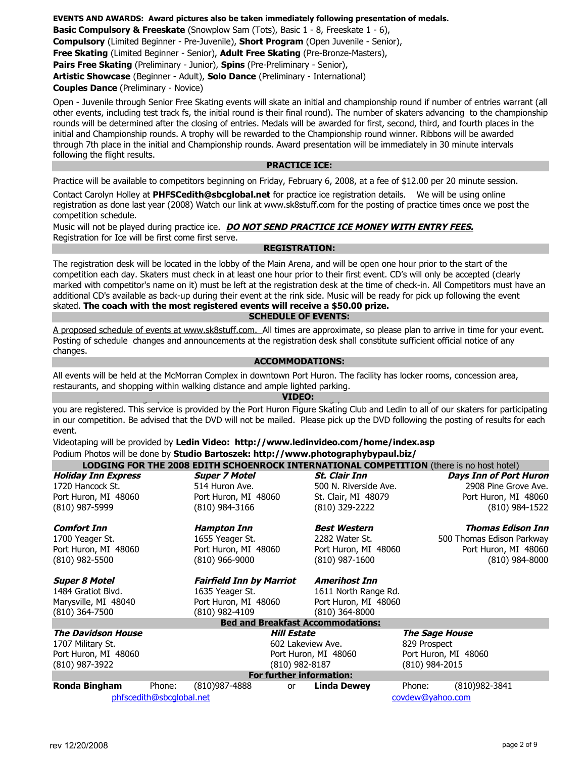**EVENTS AND AWARDS: Award pictures also be taken immediately following presentation of medals.**

**Basic Compulsory & Freeskate** (Snowplow Sam (Tots), Basic 1 - 8, Freeskate 1 - 6),
**Compulsory** (Limited Beginner - Pre-Juvenile), **Short Program** (Open Juvenile - Senior),
**Free Skating** (Limited Beginner - Senior), **Adult Free Skating** (Pre-Bronze-Masters),
**Pairs Free Skating** (Preliminary - Junior), **Spins** (Pre-Preliminary - Senior),
**Artistic Showcase** (Beginner - Adult), **Solo Dance** (Preliminary - International)
**Couples Dance** (Preliminary - Novice)

Open - Juvenile through Senior Free Skating events will skate an initial and championship round if number of entries warrant (all other events, including test track fs, the initial round is their final round). The number of skaters advancing to the championship rounds will be determined after the closing of entries. Medals will be awarded for first, second, third, and fourth places in the initial and Championship rounds. A trophy will be rewarded to the Championship round winner. Ribbons will be awarded through 7th place in the initial and Championship rounds. Award presentation will be immediately in 30 minute intervals following the flight results.

## PRACTICE ICE:

Practice will be available to competitors beginning on Friday, February 6, 2008, at a fee of $12.00 per 20 minute session.

Contact Carolyn Holley at **PHFSCedith@sbcglobal.net** for practice ice registration details. We will be using online registration as done last year (2008) Watch our link at www.sk8stuff.com for the posting of practice times once we post the competition schedule.

Music will not be played during practice ice. ***DO NOT SEND PRACTICE ICE MONEY WITH ENTRY FEES.***
Registration for Ice will be first come first serve.

## REGISTRATION:

The registration desk will be located in the lobby of the Main Arena, and will be open one hour prior to the start of the competition each day. Skaters must check in at least one hour prior to their first event. CD's will only be accepted (clearly marked with competitor's name on it) must be left at the registration desk at the time of check-in. All Competitors must have an additional CD's available as back-up during their event at the rink side. Music will be ready for pick up following the event skated. **The coach with the most registered events will receive a $50.00 prize.**

## SCHEDULE OF EVENTS:

A proposed schedule of events at www.sk8stuff.com. All times are approximate, so please plan to arrive in time for your event. Posting of schedule changes and announcements at the registration desk shall constitute sufficient official notice of any changes.

## ACCOMMODATIONS:

All events will be held at the McMorran Complex in downtown Port Huron. The facility has locker rooms, concession area, restaurants, and shopping within walking distance and ample lighted parking.

## VIDEO:

you are registered. This service is provided by the Port Huron Figure Skating Club and Ledin to all of our skaters for participating in our competition. Be advised that the DVD will not be mailed. Please pick up the DVD following the posting of results for each event.

Videotaping will be provided by **Ledin Video: http://www.ledinvideo.com/home/index.asp**
Podium Photos will be done by **Studio Bartoszek: http://www.photographybypaul.biz/**

## LODGING FOR THE 2008 EDITH SCHOENROCK INTERNATIONAL COMPETITION (there is no host hotel)

***Holiday Inn Express***
1720 Hancock St.
Port Huron, MI 48060
(810) 987-5999

***Super 7 Motel***
514 Huron Ave.
Port Huron, MI 48060
(810) 984-3166

***St. Clair Inn***
500 N. Riverside Ave.
St. Clair, MI 48079
(810) 329-2222

***Days Inn of Port Huron***
2908 Pine Grove Ave.
Port Huron, MI 48060
(810) 984-1522

***Comfort Inn***
1700 Yeager St.
Port Huron, MI 48060
(810) 982-5500

***Hampton Inn***
1655 Yeager St.
Port Huron, MI 48060
(810) 966-9000

***Best Western***
2282 Water St.
Port Huron, MI 48060
(810) 987-1600

***Thomas Edison Inn***
500 Thomas Edison Parkway
Port Huron, MI 48060
(810) 984-8000

***Super 8 Motel***
1484 Gratiot Blvd.
Marysville, MI 48040
(810) 364-7500

***Fairfield Inn by Marriot***
1635 Yeager St.
Port Huron, MI 48060
(810) 982-4109

***Amerihost Inn***
1611 North Range Rd.
Port Huron, MI 48060
(810) 364-8000

### Bed and Breakfast Accommodations:

***The Davidson House***
1707 Military St.
Port Huron, MI 48060
(810) 987-3922

***Hill Estate***
602 Lakeview Ave.
Port Huron, MI 48060
(810) 982-8187

***The Sage House***
829 Prospect
Port Huron, MI 48060
(810) 984-2015

### For further information:

**Ronda Bingham** Phone: (810)987-4888 or **Linda Dewey** Phone: (810)982-3841
phfscedith@sbcglobal.net covdew@yahoo.com

rev 12/20/2008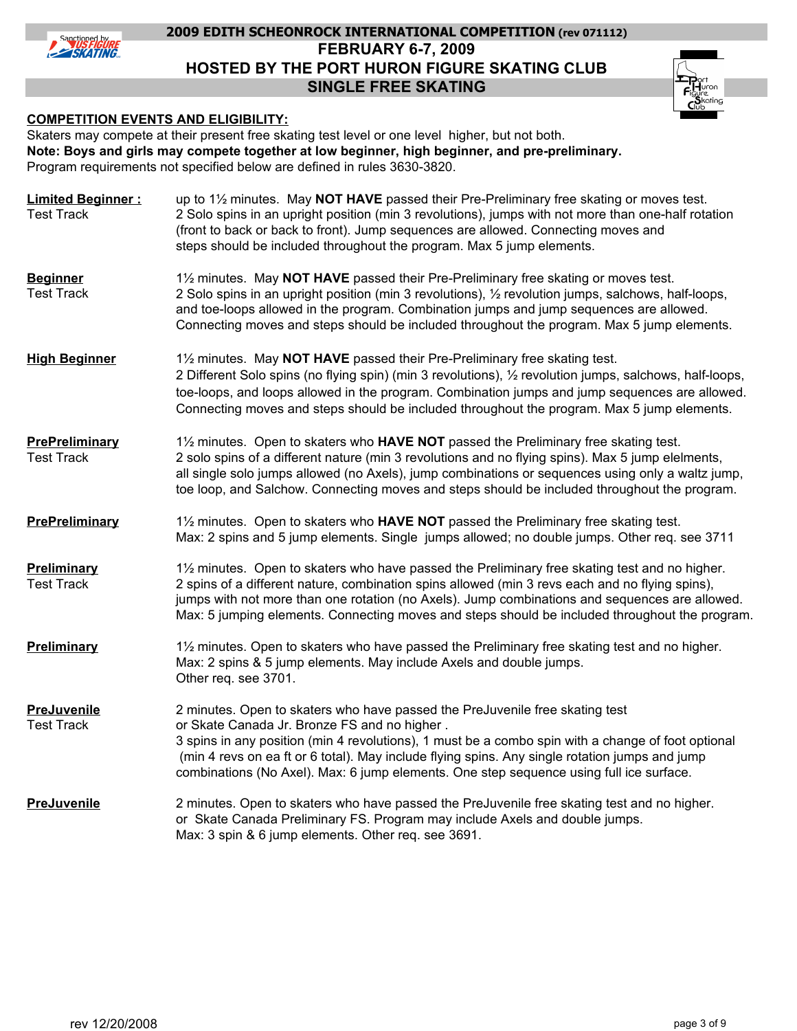# 2009 EDITH SCHEONROCK INTERNATIONAL COMPETITION (rev 071112)

## FEBRUARY 6-7, 2009

## HOSTED BY THE PORT HURON FIGURE SKATING CLUB

## SINGLE FREE SKATING

**COMPETITION EVENTS AND ELIGIBILITY:**

Skaters may compete at their present free skating test level or one level higher, but not both.

**Note: Boys and girls may compete together at low beginner, high beginner, and pre-preliminary.**

Program requirements not specified below are defined in rules 3630-3820.

**Limited Beginner :** Test Track
up to 1½ minutes. May **NOT HAVE** passed their Pre-Preliminary free skating or moves test. 2 Solo spins in an upright position (min 3 revolutions), jumps with not more than one-half rotation (front to back or back to front). Jump sequences are allowed. Connecting moves and steps should be included throughout the program. Max 5 jump elements.

**Beginner** Test Track
1½ minutes. May **NOT HAVE** passed their Pre-Preliminary free skating or moves test. 2 Solo spins in an upright position (min 3 revolutions), ½ revolution jumps, salchows, half-loops, and toe-loops allowed in the program. Combination jumps and jump sequences are allowed. Connecting moves and steps should be included throughout the program. Max 5 jump elements.

**High Beginner**
1½ minutes. May **NOT HAVE** passed their Pre-Preliminary free skating test. 2 Different Solo spins (no flying spin) (min 3 revolutions), ½ revolution jumps, salchows, half-loops, toe-loops, and loops allowed in the program. Combination jumps and jump sequences are allowed. Connecting moves and steps should be included throughout the program. Max 5 jump elements.

**PrePreliminary** Test Track
1½ minutes. Open to skaters who **HAVE NOT** passed the Preliminary free skating test. 2 solo spins of a different nature (min 3 revolutions and no flying spins). Max 5 jump elelments, all single solo jumps allowed (no Axels), jump combinations or sequences using only a waltz jump, toe loop, and Salchow. Connecting moves and steps should be included throughout the program.

**PrePreliminary**
1½ minutes. Open to skaters who **HAVE NOT** passed the Preliminary free skating test. Max: 2 spins and 5 jump elements. Single jumps allowed; no double jumps. Other req. see 3711

**Preliminary** Test Track
1½ minutes. Open to skaters who have passed the Preliminary free skating test and no higher. 2 spins of a different nature, combination spins allowed (min 3 revs each and no flying spins), jumps with not more than one rotation (no Axels). Jump combinations and sequences are allowed. Max: 5 jumping elements. Connecting moves and steps should be included throughout the program.

**Preliminary**
1½ minutes. Open to skaters who have passed the Preliminary free skating test and no higher. Max: 2 spins & 5 jump elements. May include Axels and double jumps. Other req. see 3701.

**PreJuvenile** Test Track
2 minutes. Open to skaters who have passed the PreJuvenile free skating test or Skate Canada Jr. Bronze FS and no higher . 3 spins in any position (min 4 revolutions), 1 must be a combo spin with a change of foot optional (min 4 revs on ea ft or 6 total). May include flying spins. Any single rotation jumps and jump combinations (No Axel). Max: 6 jump elements. One step sequence using full ice surface.

**PreJuvenile**
2 minutes. Open to skaters who have passed the PreJuvenile free skating test and no higher. or Skate Canada Preliminary FS. Program may include Axels and double jumps. Max: 3 spin & 6 jump elements. Other req. see 3691.

rev 12/20/2008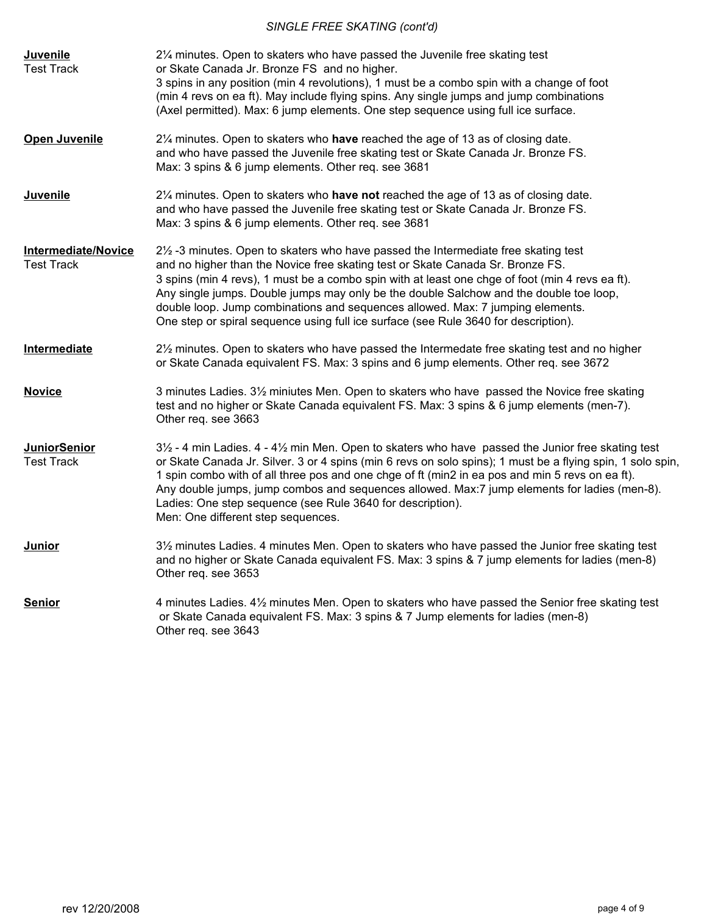*SINGLE FREE SKATING (cont'd)*

| | |
|---|---|
| **Juvenile** Test Track | 2¼ minutes. Open to skaters who have passed the Juvenile free skating test or Skate Canada Jr. Bronze FS and no higher. 3 spins in any position (min 4 revolutions), 1 must be a combo spin with a change of foot (min 4 revs on ea ft). May include flying spins. Any single jumps and jump combinations (Axel permitted). Max: 6 jump elements. One step sequence using full ice surface. |
| **Open Juvenile** | 2¼ minutes. Open to skaters who **have** reached the age of 13 as of closing date. and who have passed the Juvenile free skating test or Skate Canada Jr. Bronze FS. Max: 3 spins & 6 jump elements. Other req. see 3681 |
| **Juvenile** | 2¼ minutes. Open to skaters who **have not** reached the age of 13 as of closing date. and who have passed the Juvenile free skating test or Skate Canada Jr. Bronze FS. Max: 3 spins & 6 jump elements. Other req. see 3681 |
| **Intermediate/Novice** Test Track | 2½ -3 minutes. Open to skaters who have passed the Intermediate free skating test and no higher than the Novice free skating test or Skate Canada Sr. Bronze FS. 3 spins (min 4 revs), 1 must be a combo spin with at least one chge of foot (min 4 revs ea ft). Any single jumps. Double jumps may only be the double Salchow and the double toe loop, double loop. Jump combinations and sequences allowed. Max: 7 jumping elements. One step or spiral sequence using full ice surface (see Rule 3640 for description). |
| **Intermediate** | 2½ minutes. Open to skaters who have passed the Intermedate free skating test and no higher or Skate Canada equivalent FS. Max: 3 spins and 6 jump elements. Other req. see 3672 |
| **Novice** | 3 minutes Ladies. 3½ miniutes Men. Open to skaters who have passed the Novice free skating test and no higher or Skate Canada equivalent FS. Max: 3 spins & 6 jump elements (men-7). Other req. see 3663 |
| **JuniorSenior** Test Track | 3½ - 4 min Ladies. 4 - 4½ min Men. Open to skaters who have passed the Junior free skating test or Skate Canada Jr. Silver. 3 or 4 spins (min 6 revs on solo spins); 1 must be a flying spin, 1 solo spin, 1 spin combo with of all three pos and one chge of ft (min2 in ea pos and min 5 revs on ea ft). Any double jumps, jump combos and sequences allowed. Max:7 jump elements for ladies (men-8). Ladies: One step sequence (see Rule 3640 for description). Men: One different step sequences. |
| **Junior** | 3½ minutes Ladies. 4 minutes Men. Open to skaters who have passed the Junior free skating test and no higher or Skate Canada equivalent FS. Max: 3 spins & 7 jump elements for ladies (men-8) Other req. see 3653 |
| **Senior** | 4 minutes Ladies. 4½ minutes Men. Open to skaters who have passed the Senior free skating test or Skate Canada equivalent FS. Max: 3 spins & 7 Jump elements for ladies (men-8) Other req. see 3643 |

rev 12/20/2008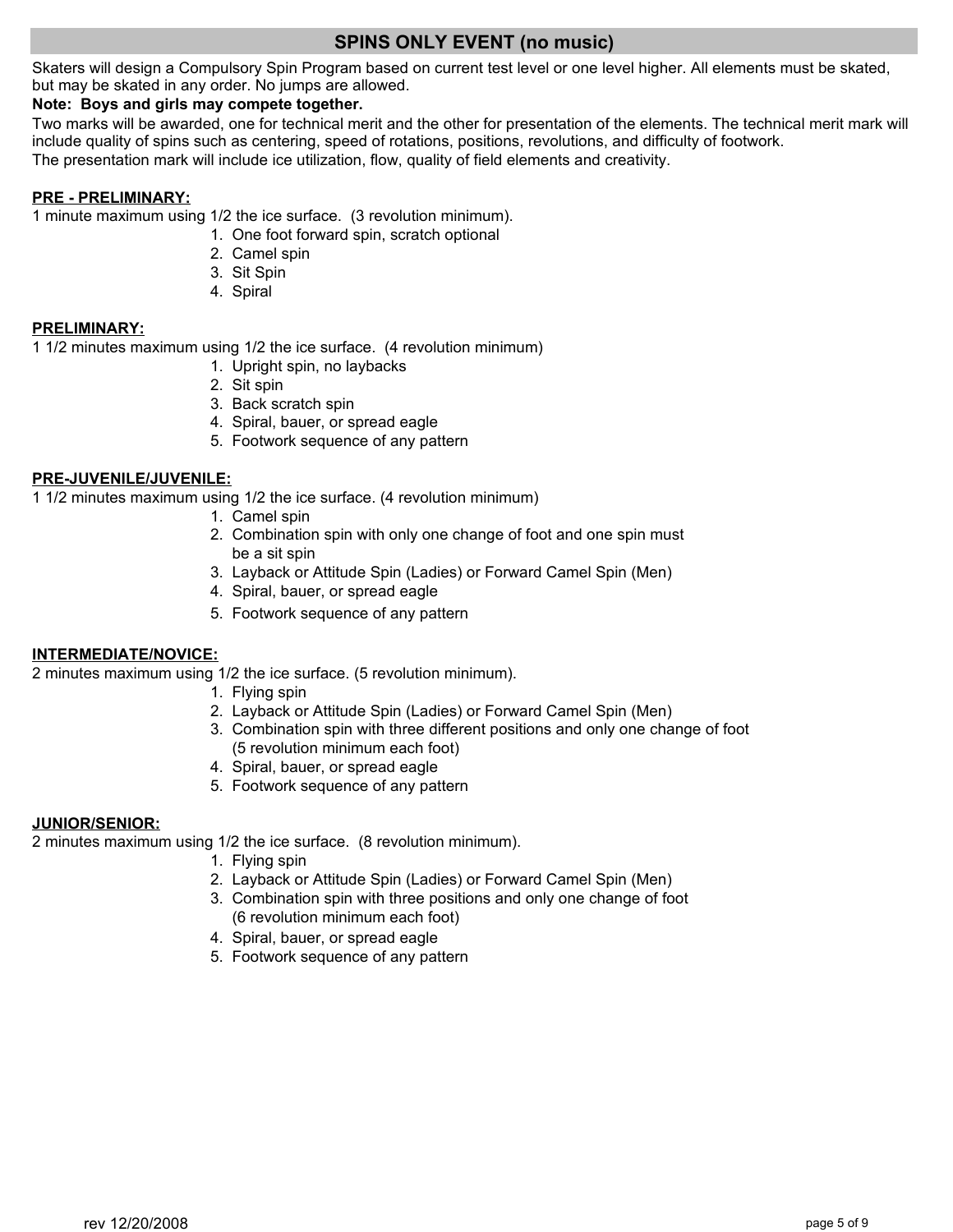## SPINS ONLY EVENT (no music)

Skaters will design a Compulsory Spin Program based on current test level or one level higher. All elements must be skated, but may be skated in any order. No jumps are allowed.

**Note: Boys and girls may compete together.**

Two marks will be awarded, one for technical merit and the other for presentation of the elements. The technical merit mark will include quality of spins such as centering, speed of rotations, positions, revolutions, and difficulty of footwork.

The presentation mark will include ice utilization, flow, quality of field elements and creativity.

**PRE - PRELIMINARY:**

1 minute maximum using 1/2 the ice surface. (3 revolution minimum).

1. One foot forward spin, scratch optional
2. Camel spin
3. Sit Spin
4. Spiral

**PRELIMINARY:**

1 1/2 minutes maximum using 1/2 the ice surface. (4 revolution minimum)

1. Upright spin, no laybacks
2. Sit spin
3. Back scratch spin
4. Spiral, bauer, or spread eagle
5. Footwork sequence of any pattern

**PRE-JUVENILE/JUVENILE:**

1 1/2 minutes maximum using 1/2 the ice surface. (4 revolution minimum)

1. Camel spin
2. Combination spin with only one change of foot and one spin must be a sit spin
3. Layback or Attitude Spin (Ladies) or Forward Camel Spin (Men)
4. Spiral, bauer, or spread eagle
5. Footwork sequence of any pattern

**INTERMEDIATE/NOVICE:**

2 minutes maximum using 1/2 the ice surface. (5 revolution minimum).

1. Flying spin
2. Layback or Attitude Spin (Ladies) or Forward Camel Spin (Men)
3. Combination spin with three different positions and only one change of foot (5 revolution minimum each foot)
4. Spiral, bauer, or spread eagle
5. Footwork sequence of any pattern

**JUNIOR/SENIOR:**

2 minutes maximum using 1/2 the ice surface. (8 revolution minimum).

1. Flying spin
2. Layback or Attitude Spin (Ladies) or Forward Camel Spin (Men)
3. Combination spin with three positions and only one change of foot (6 revolution minimum each foot)
4. Spiral, bauer, or spread eagle
5. Footwork sequence of any pattern

rev 12/20/2008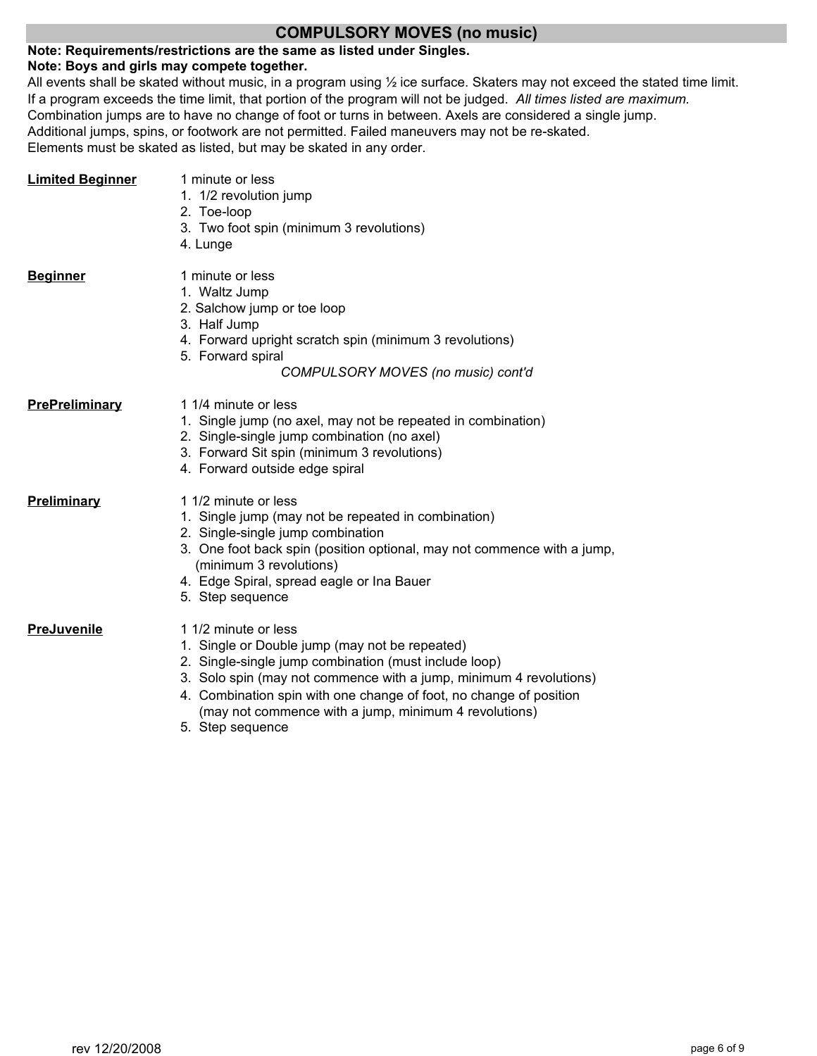## COMPULSORY MOVES (no music)

**Note: Requirements/restrictions are the same as listed under Singles.**
**Note: Boys and girls may compete together.**

All events shall be skated without music, in a program using ½ ice surface. Skaters may not exceed the stated time limit. If a program exceeds the time limit, that portion of the program will not be judged. *All times listed are maximum.*
Combination jumps are to have no change of foot or turns in between. Axels are considered a single jump.
Additional jumps, spins, or footwork are not permitted. Failed maneuvers may not be re-skated.
Elements must be skated as listed, but may be skated in any order.

**Limited Beginner**

1 minute or less

1. 1/2 revolution jump
2. Toe-loop
3. Two foot spin (minimum 3 revolutions)
4. Lunge

**Beginner**

1 minute or less

1. Waltz Jump
2. Salchow jump or toe loop
3. Half Jump
4. Forward upright scratch spin (minimum 3 revolutions)
5. Forward spiral

*COMPULSORY MOVES (no music) cont'd*

**PrePreliminary**

1 1/4 minute or less

1. Single jump (no axel, may not be repeated in combination)
2. Single-single jump combination (no axel)
3. Forward Sit spin (minimum 3 revolutions)
4. Forward outside edge spiral

**Preliminary**

1 1/2 minute or less

1. Single jump (may not be repeated in combination)
2. Single-single jump combination
3. One foot back spin (position optional, may not commence with a jump, (minimum 3 revolutions)
4. Edge Spiral, spread eagle or Ina Bauer
5. Step sequence

**PreJuvenile**

1 1/2 minute or less

1. Single or Double jump (may not be repeated)
2. Single-single jump combination (must include loop)
3. Solo spin (may not commence with a jump, minimum 4 revolutions)
4. Combination spin with one change of foot, no change of position (may not commence with a jump, minimum 4 revolutions)
5. Step sequence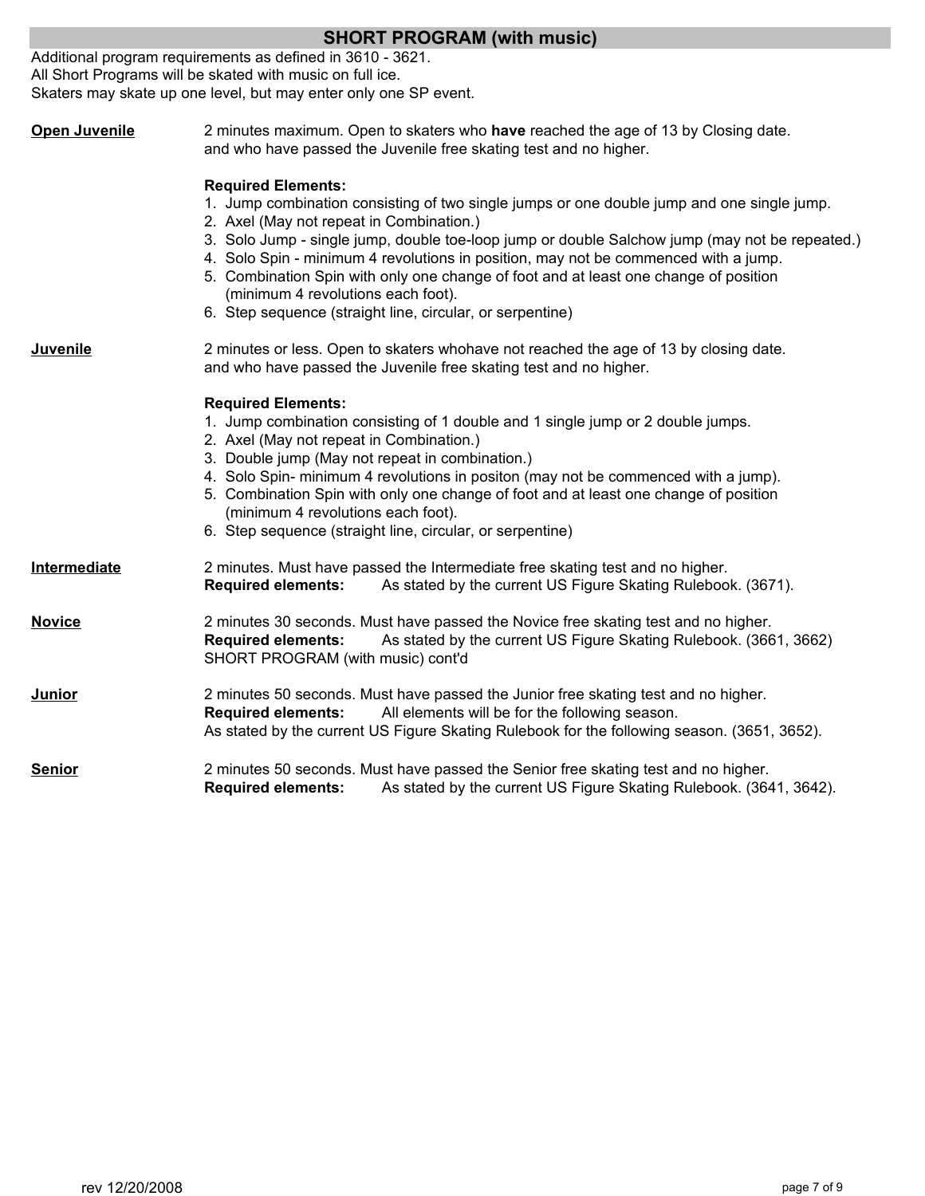## SHORT PROGRAM (with music)

Additional program requirements as defined in 3610 - 3621.
All Short Programs will be skated with music on full ice.
Skaters may skate up one level, but may enter only one SP event.

**Open Juvenile**

2 minutes maximum. Open to skaters who **have** reached the age of 13 by Closing date. and who have passed the Juvenile free skating test and no higher.

**Required Elements:**

1. Jump combination consisting of two single jumps or one double jump and one single jump.
2. Axel (May not repeat in Combination.)
3. Solo Jump - single jump, double toe-loop jump or double Salchow jump (may not be repeated.)
4. Solo Spin - minimum 4 revolutions in position, may not be commenced with a jump.
5. Combination Spin with only one change of foot and at least one change of position (minimum 4 revolutions each foot).
6. Step sequence (straight line, circular, or serpentine)

**Juvenile**

2 minutes or less. Open to skaters whohave not reached the age of 13 by closing date. and who have passed the Juvenile free skating test and no higher.

**Required Elements:**

1. Jump combination consisting of 1 double and 1 single jump or 2 double jumps.
2. Axel (May not repeat in Combination.)
3. Double jump (May not repeat in combination.)
4. Solo Spin- minimum 4 revolutions in positon (may not be commenced with a jump).
5. Combination Spin with only one change of foot and at least one change of position (minimum 4 revolutions each foot).
6. Step sequence (straight line, circular, or serpentine)

**Intermediate**

2 minutes. Must have passed the Intermediate free skating test and no higher.
**Required elements:** As stated by the current US Figure Skating Rulebook. (3671).

**Novice**

2 minutes 30 seconds. Must have passed the Novice free skating test and no higher.
**Required elements:** As stated by the current US Figure Skating Rulebook. (3661, 3662)
SHORT PROGRAM (with music) cont'd

**Junior**

2 minutes 50 seconds. Must have passed the Junior free skating test and no higher.
**Required elements:** All elements will be for the following season.
As stated by the current US Figure Skating Rulebook for the following season. (3651, 3652).

**Senior**

2 minutes 50 seconds. Must have passed the Senior free skating test and no higher.
**Required elements:** As stated by the current US Figure Skating Rulebook. (3641, 3642).

rev 12/20/2008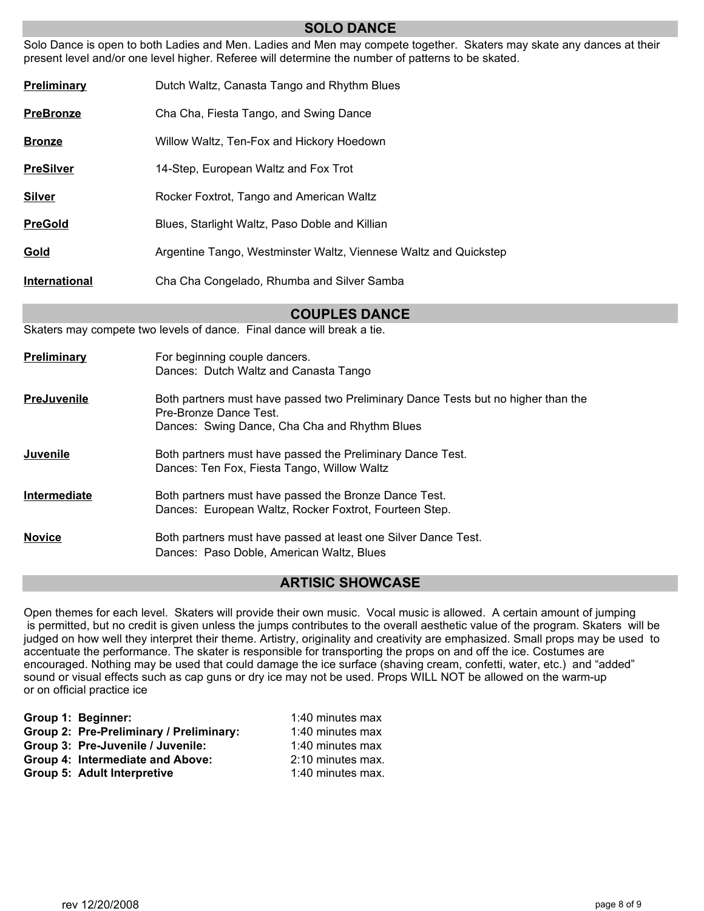## SOLO DANCE

Solo Dance is open to both Ladies and Men. Ladies and Men may compete together. Skaters may skate any dances at their present level and/or one level higher. Referee will determine the number of patterns to be skated.

**Preliminary** — Dutch Waltz, Canasta Tango and Rhythm Blues

**PreBronze** — Cha Cha, Fiesta Tango, and Swing Dance

**Bronze** — Willow Waltz, Ten-Fox and Hickory Hoedown

**PreSilver** — 14-Step, European Waltz and Fox Trot

**Silver** — Rocker Foxtrot, Tango and American Waltz

**PreGold** — Blues, Starlight Waltz, Paso Doble and Killian

**Gold** — Argentine Tango, Westminster Waltz, Viennese Waltz and Quickstep

**International** — Cha Cha Congelado, Rhumba and Silver Samba

## COUPLES DANCE

Skaters may compete two levels of dance. Final dance will break a tie.

**Preliminary** — For beginning couple dancers.
Dances: Dutch Waltz and Canasta Tango

**PreJuvenile** — Both partners must have passed two Preliminary Dance Tests but no higher than the Pre-Bronze Dance Test.
Dances: Swing Dance, Cha Cha and Rhythm Blues

**Juvenile** — Both partners must have passed the Preliminary Dance Test.
Dances: Ten Fox, Fiesta Tango, Willow Waltz

**Intermediate** — Both partners must have passed the Bronze Dance Test.
Dances: European Waltz, Rocker Foxtrot, Fourteen Step.

**Novice** — Both partners must have passed at least one Silver Dance Test.
Dances: Paso Doble, American Waltz, Blues

## ARTISIC SHOWCASE

Open themes for each level. Skaters will provide their own music. Vocal music is allowed. A certain amount of jumping is permitted, but no credit is given unless the jumps contributes to the overall aesthetic value of the program. Skaters will be judged on how well they interpret their theme. Artistry, originality and creativity are emphasized. Small props may be used to accentuate the performance. The skater is responsible for transporting the props on and off the ice. Costumes are encouraged. Nothing may be used that could damage the ice surface (shaving cream, confetti, water, etc.) and "added" sound or visual effects such as cap guns or dry ice may not be used. Props WILL NOT be allowed on the warm-up or on official practice ice

| | |
|---|---|
| **Group 1: Beginner:** | 1:40 minutes max |
| **Group 2: Pre-Preliminary / Preliminary:** | 1:40 minutes max |
| **Group 3: Pre-Juvenile / Juvenile:** | 1:40 minutes max |
| **Group 4: Intermediate and Above:** | 2:10 minutes max. |
| **Group 5: Adult Interpretive** | 1:40 minutes max. |

rev 12/20/2008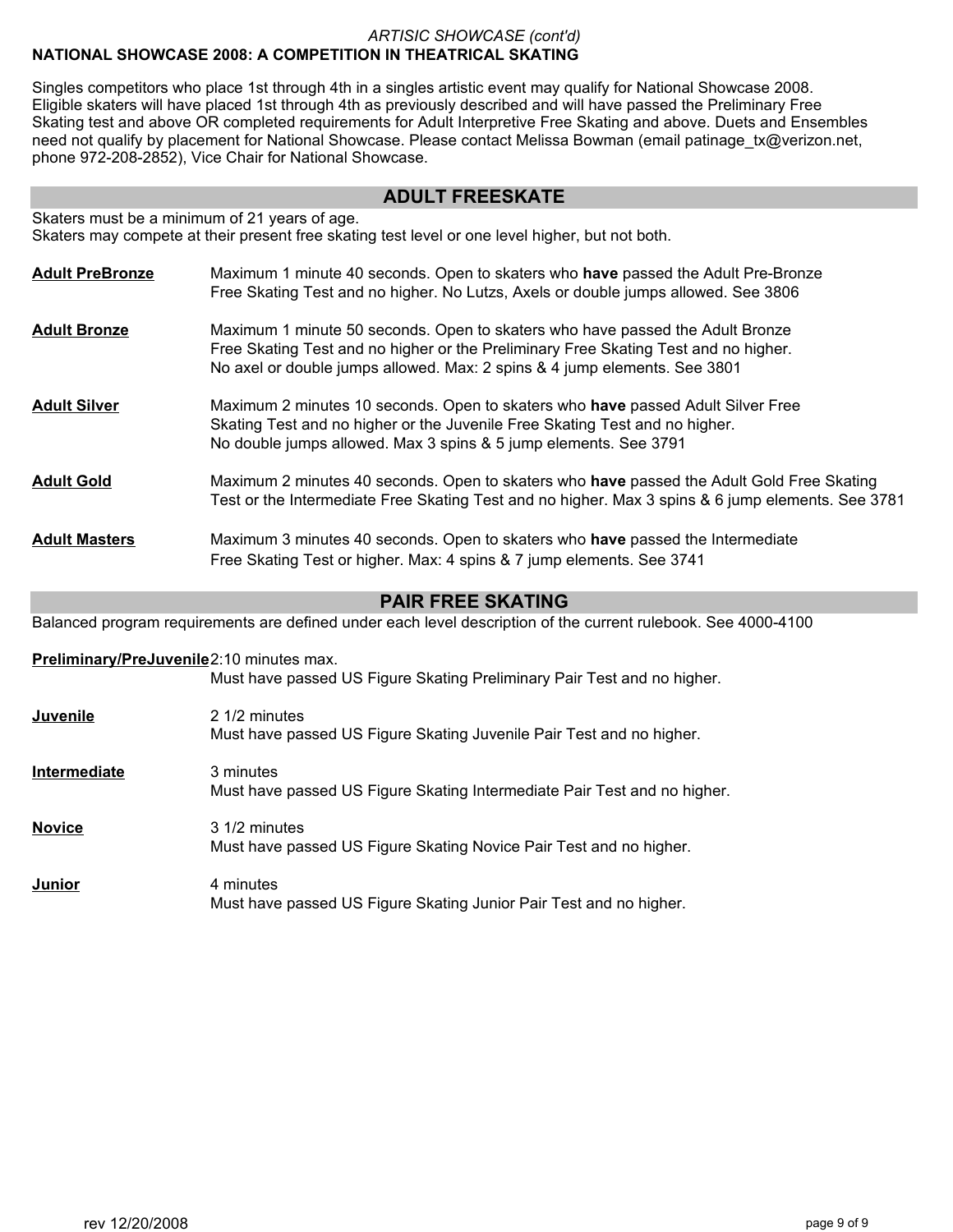*ARTISIC SHOWCASE (cont'd)*

**NATIONAL SHOWCASE 2008: A COMPETITION IN THEATRICAL SKATING**

Singles competitors who place 1st through 4th in a singles artistic event may qualify for National Showcase 2008. Eligible skaters will have placed 1st through 4th as previously described and will have passed the Preliminary Free Skating test and above OR completed requirements for Adult Interpretive Free Skating and above. Duets and Ensembles need not qualify by placement for National Showcase. Please contact Melissa Bowman (email patinage_tx@verizon.net, phone 972-208-2852), Vice Chair for National Showcase.

## ADULT FREESKATE

Skaters must be a minimum of 21 years of age.
Skaters may compete at their present free skating test level or one level higher, but not both.

**Adult PreBronze** — Maximum 1 minute 40 seconds. Open to skaters who **have** passed the Adult Pre-Bronze Free Skating Test and no higher. No Lutzs, Axels or double jumps allowed. See 3806

**Adult Bronze** — Maximum 1 minute 50 seconds. Open to skaters who have passed the Adult Bronze Free Skating Test and no higher or the Preliminary Free Skating Test and no higher. No axel or double jumps allowed. Max: 2 spins & 4 jump elements. See 3801

**Adult Silver** — Maximum 2 minutes 10 seconds. Open to skaters who **have** passed Adult Silver Free Skating Test and no higher or the Juvenile Free Skating Test and no higher. No double jumps allowed. Max 3 spins & 5 jump elements. See 3791

**Adult Gold** — Maximum 2 minutes 40 seconds. Open to skaters who **have** passed the Adult Gold Free Skating Test or the Intermediate Free Skating Test and no higher. Max 3 spins & 6 jump elements. See 3781

**Adult Masters** — Maximum 3 minutes 40 seconds. Open to skaters who **have** passed the Intermediate Free Skating Test or higher. Max: 4 spins & 7 jump elements. See 3741

## PAIR FREE SKATING

Balanced program requirements are defined under each level description of the current rulebook. See 4000-4100

**Preliminary/PreJuvenile** — 2:10 minutes max.
Must have passed US Figure Skating Preliminary Pair Test and no higher.

**Juvenile** — 2 1/2 minutes
Must have passed US Figure Skating Juvenile Pair Test and no higher.

**Intermediate** — 3 minutes
Must have passed US Figure Skating Intermediate Pair Test and no higher.

**Novice** — 3 1/2 minutes
Must have passed US Figure Skating Novice Pair Test and no higher.

**Junior** — 4 minutes
Must have passed US Figure Skating Junior Pair Test and no higher.

rev 12/20/2008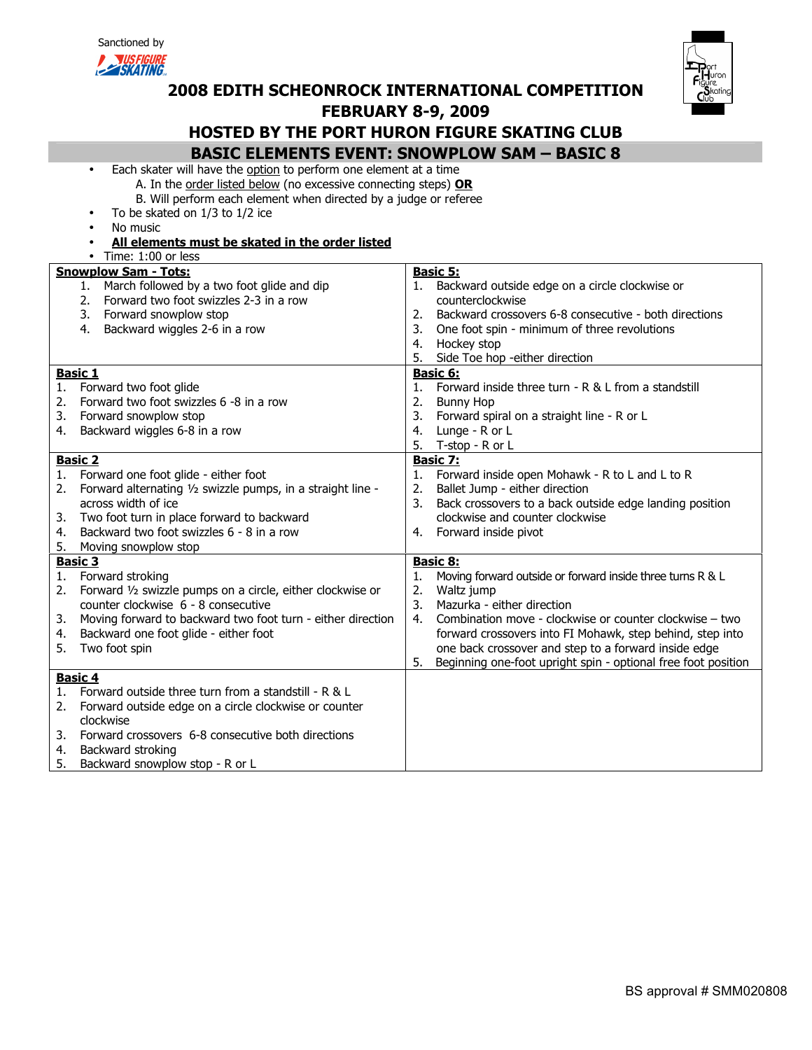Sanctioned by

# 2008 EDITH SCHEONROCK INTERNATIONAL COMPETITION
## FEBRUARY 8-9, 2009
## HOSTED BY THE PORT HURON FIGURE SKATING CLUB
## BASIC ELEMENTS EVENT: SNOWPLOW SAM – BASIC 8

- Each skater will have the option to perform one element at a time
  - A. In the order listed below (no excessive connecting steps) **OR**
  - B. Will perform each element when directed by a judge or referee
- To be skated on 1/3 to 1/2 ice
- No music
- **All elements must be skated in the order listed**
- Time: 1:00 or less

**Snowplow Sam - Tots:**
1. March followed by a two foot glide and dip
2. Forward two foot swizzles 2-3 in a row
3. Forward snowplow stop
4. Backward wiggles 2-6 in a row

**Basic 1**
1. Forward two foot glide
2. Forward two foot swizzles 6 -8 in a row
3. Forward snowplow stop
4. Backward wiggles 6-8 in a row

**Basic 2**
1. Forward one foot glide - either foot
2. Forward alternating ½ swizzle pumps, in a straight line - across width of ice
3. Two foot turn in place forward to backward
4. Backward two foot swizzles 6 - 8 in a row
5. Moving snowplow stop

**Basic 3**
1. Forward stroking
2. Forward ½ swizzle pumps on a circle, either clockwise or counter clockwise 6 - 8 consecutive
3. Moving forward to backward two foot turn - either direction
4. Backward one foot glide - either foot
5. Two foot spin

**Basic 4**
1. Forward outside three turn from a standstill - R & L
2. Forward outside edge on a circle clockwise or counter clockwise
3. Forward crossovers 6-8 consecutive both directions
4. Backward stroking
5. Backward snowplow stop - R or L

**Basic 5:**
1. Backward outside edge on a circle clockwise or counterclockwise
2. Backward crossovers 6-8 consecutive - both directions
3. One foot spin - minimum of three revolutions
4. Hockey stop
5. Side Toe hop -either direction

**Basic 6:**
1. Forward inside three turn - R & L from a standstill
2. Bunny Hop
3. Forward spiral on a straight line - R or L
4. Lunge - R or L
5. T-stop - R or L

**Basic 7:**
1. Forward inside open Mohawk - R to L and L to R
2. Ballet Jump - either direction
3. Back crossovers to a back outside edge landing position clockwise and counter clockwise
4. Forward inside pivot

**Basic 8:**
1. Moving forward outside or forward inside three turns R & L
2. Waltz jump
3. Mazurka - either direction
4. Combination move - clockwise or counter clockwise – two forward crossovers into FI Mohawk, step behind, step into one back crossover and step to a forward inside edge
5. Beginning one-foot upright spin - optional free foot position

BS approval # SMM020808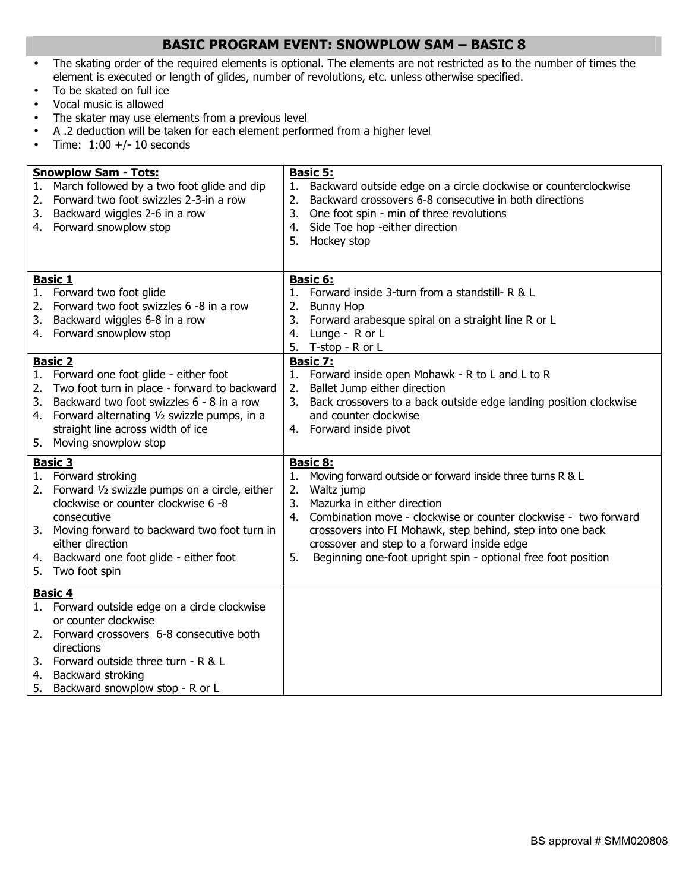# BASIC PROGRAM EVENT: SNOWPLOW SAM – BASIC 8

- The skating order of the required elements is optional. The elements are not restricted as to the number of times the element is executed or length of glides, number of revolutions, etc. unless otherwise specified.
- To be skated on full ice
- Vocal music is allowed
- The skater may use elements from a previous level
- A .2 deduction will be taken for each element performed from a higher level
- Time: 1:00 +/- 10 seconds

| | |
|---|---|
| **Snowplow Sam - Tots:**<br>1. March followed by a two foot glide and dip<br>2. Forward two foot swizzles 2-3-in a row<br>3. Backward wiggles 2-6 in a row<br>4. Forward snowplow stop | **Basic 5:**<br>1. Backward outside edge on a circle clockwise or counterclockwise<br>2. Backward crossovers 6-8 consecutive in both directions<br>3. One foot spin - min of three revolutions<br>4. Side Toe hop -either direction<br>5. Hockey stop |
| **Basic 1**<br>1. Forward two foot glide<br>2. Forward two foot swizzles 6 -8 in a row<br>3. Backward wiggles 6-8 in a row<br>4. Forward snowplow stop | **Basic 6:**<br>1. Forward inside 3-turn from a standstill- R & L<br>2. Bunny Hop<br>3. Forward arabesque spiral on a straight line R or L<br>4. Lunge - R or L<br>5. T-stop - R or L |
| **Basic 2**<br>1. Forward one foot glide - either foot<br>2. Two foot turn in place - forward to backward<br>3. Backward two foot swizzles 6 - 8 in a row<br>4. Forward alternating ½ swizzle pumps, in a straight line across width of ice<br>5. Moving snowplow stop | **Basic 7:**<br>1. Forward inside open Mohawk - R to L and L to R<br>2. Ballet Jump either direction<br>3. Back crossovers to a back outside edge landing position clockwise and counter clockwise<br>4. Forward inside pivot |
| **Basic 3**<br>1. Forward stroking<br>2. Forward ½ swizzle pumps on a circle, either clockwise or counter clockwise 6 -8 consecutive<br>3. Moving forward to backward two foot turn in either direction<br>4. Backward one foot glide - either foot<br>5. Two foot spin | **Basic 8:**<br>1. Moving forward outside or forward inside three turns R & L<br>2. Waltz jump<br>3. Mazurka in either direction<br>4. Combination move - clockwise or counter clockwise - two forward crossovers into FI Mohawk, step behind, step into one back crossover and step to a forward inside edge<br>5. Beginning one-foot upright spin - optional free foot position |
| **Basic 4**<br>1. Forward outside edge on a circle clockwise or counter clockwise<br>2. Forward crossovers 6-8 consecutive both directions<br>3. Forward outside three turn - R & L<br>4. Backward stroking<br>5. Backward snowplow stop - R or L | |

BS approval # SMM020808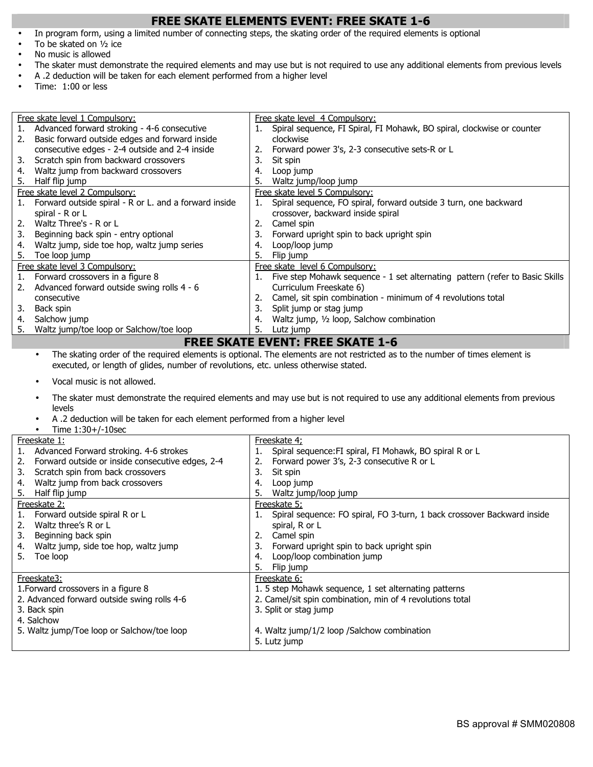## FREE SKATE ELEMENTS EVENT: FREE SKATE 1-6

- In program form, using a limited number of connecting steps, the skating order of the required elements is optional
- To be skated on ½ ice
- No music is allowed
- The skater must demonstrate the required elements and may use but is not required to use any additional elements from previous levels
- A .2 deduction will be taken for each element performed from a higher level
- Time: 1:00 or less

| | |
|---|---|
| Free skate level 1 Compulsory:<br>1. Advanced forward stroking - 4-6 consecutive<br>2. Basic forward outside edges and forward inside consecutive edges - 2-4 outside and 2-4 inside<br>3. Scratch spin from backward crossovers<br>4. Waltz jump from backward crossovers<br>5. Half flip jump | Free skate level 4 Compulsory:<br>1. Spiral sequence, FI Spiral, FI Mohawk, BO spiral, clockwise or counter clockwise<br>2. Forward power 3's, 2-3 consecutive sets-R or L<br>3. Sit spin<br>4. Loop jump<br>5. Waltz jump/loop jump |
| Free skate level 2 Compulsory:<br>1. Forward outside spiral - R or L. and a forward inside spiral - R or L<br>2. Waltz Three's - R or L<br>3. Beginning back spin - entry optional<br>4. Waltz jump, side toe hop, waltz jump series<br>5. Toe loop jump | Free skate level 5 Compulsory:<br>1. Spiral sequence, FO spiral, forward outside 3 turn, one backward crossover, backward inside spiral<br>2. Camel spin<br>3. Forward upright spin to back upright spin<br>4. Loop/loop jump<br>5. Flip jump |
| Free skate level 3 Compulsory:<br>1. Forward crossovers in a figure 8<br>2. Advanced forward outside swing rolls 4 - 6 consecutive<br>3. Back spin<br>4. Salchow jump<br>5. Waltz jump/toe loop or Salchow/toe loop | Free skate level 6 Compulsory:<br>1. Five step Mohawk sequence - 1 set alternating pattern (refer to Basic Skills Curriculum Freeskate 6)<br>2. Camel, sit spin combination - minimum of 4 revolutions total<br>3. Split jump or stag jump<br>4. Waltz jump, ½ loop, Salchow combination<br>5. Lutz jump |

## FREE SKATE EVENT: FREE SKATE 1-6

- The skating order of the required elements is optional. The elements are not restricted as to the number of times element is executed, or length of glides, number of revolutions, etc. unless otherwise stated.
- Vocal music is not allowed.
- The skater must demonstrate the required elements and may use but is not required to use any additional elements from previous levels
- A .2 deduction will be taken for each element performed from a higher level
- Time 1:30+/-10sec

| | |
|---|---|
| Freeskate 1:<br>1. Advanced Forward stroking. 4-6 strokes<br>2. Forward outside or inside consecutive edges, 2-4<br>3. Scratch spin from back crossovers<br>4. Waltz jump from back crossovers<br>5. Half flip jump | Freeskate 4;<br>1. Spiral sequence:FI spiral, FI Mohawk, BO spiral R or L<br>2. Forward power 3's, 2-3 consecutive R or L<br>3. Sit spin<br>4. Loop jump<br>5. Waltz jump/loop jump |
| Freeskate 2:<br>1. Forward outside spiral R or L<br>2. Waltz three's R or L<br>3. Beginning back spin<br>4. Waltz jump, side toe hop, waltz jump<br>5. Toe loop | Freeskate 5;<br>1. Spiral sequence: FO spiral, FO 3-turn, 1 back crossover Backward inside spiral, R or L<br>2. Camel spin<br>3. Forward upright spin to back upright spin<br>4. Loop/loop combination jump<br>5. Flip jump |
| Freeskate3:<br>1.Forward crossovers in a figure 8<br>2. Advanced forward outside swing rolls 4-6<br>3. Back spin<br>4. Salchow<br>5. Waltz jump/Toe loop or Salchow/toe loop | Freeskate 6:<br>1. 5 step Mohawk sequence, 1 set alternating patterns<br>2. Camel/sit spin combination, min of 4 revolutions total<br>3. Split or stag jump<br>4. Waltz jump/1/2 loop /Salchow combination<br>5. Lutz jump |

BS approval # SMM020808